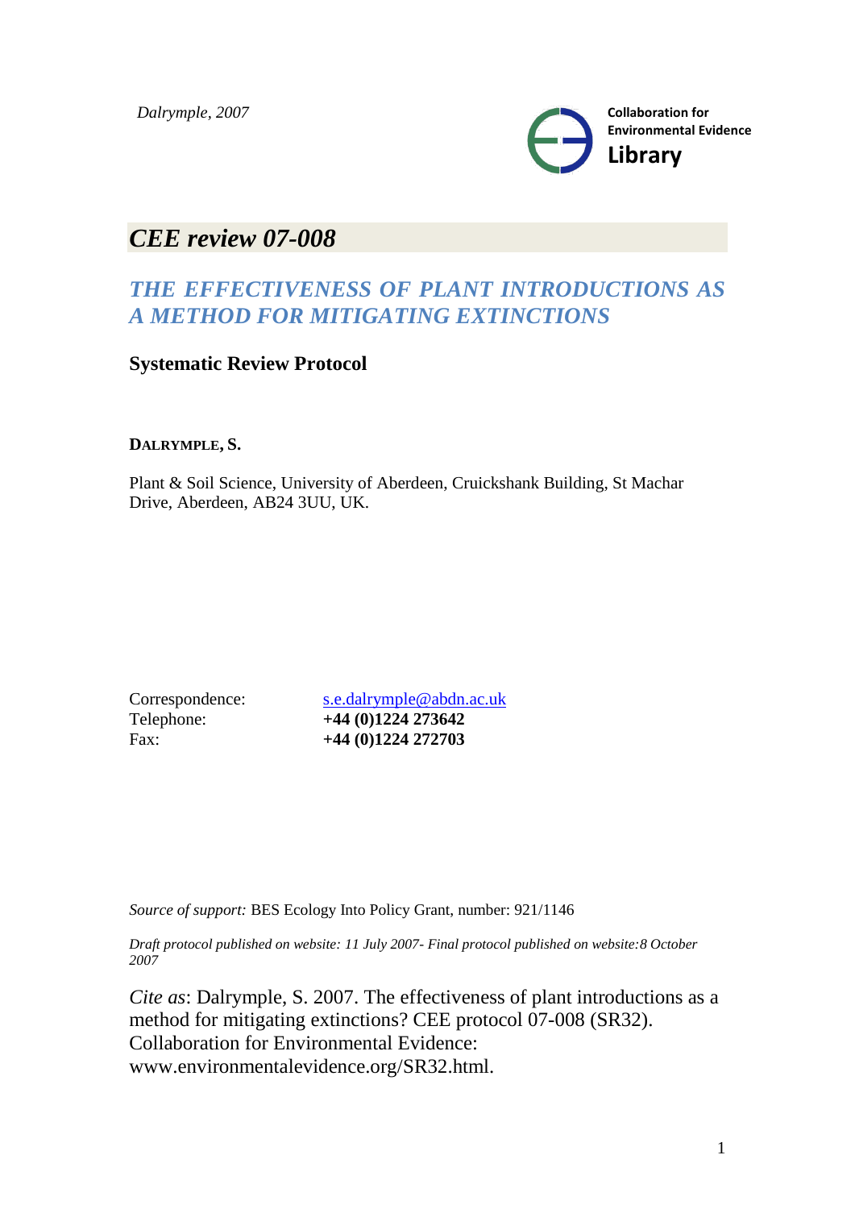*Dalrymple, 2007*

Collaboration for Environmental Evidence **Library**

# *CEE review 07-008*

## *THE EFFECTIVENESS OF PLANT INTRODUCTIONS AS A METHOD FOR MITIGATING EXTINCTIONS*

**Systematic Review Protocol**

**DALRYMPLE, S.**

Plant & Soil Science, University of Aberdeen, Cruickshank Building, St Machar Drive, Aberdeen, AB24 3UU, UK.

| | |
|---|---|
| Correspondence: | s.e.dalrymple@abdn.ac.uk |
| Telephone: | **+44 (0)1224 273642** |
| Fax: | **+44 (0)1224 272703** |

*Source of support:* BES Ecology Into Policy Grant, number: 921/1146

*Draft protocol published on website: 11 July 2007- Final protocol published on website:8 October 2007*

*Cite as*: Dalrymple, S. 2007. The effectiveness of plant introductions as a method for mitigating extinctions? CEE protocol 07-008 (SR32). Collaboration for Environmental Evidence: www.environmentalevidence.org/SR32.html.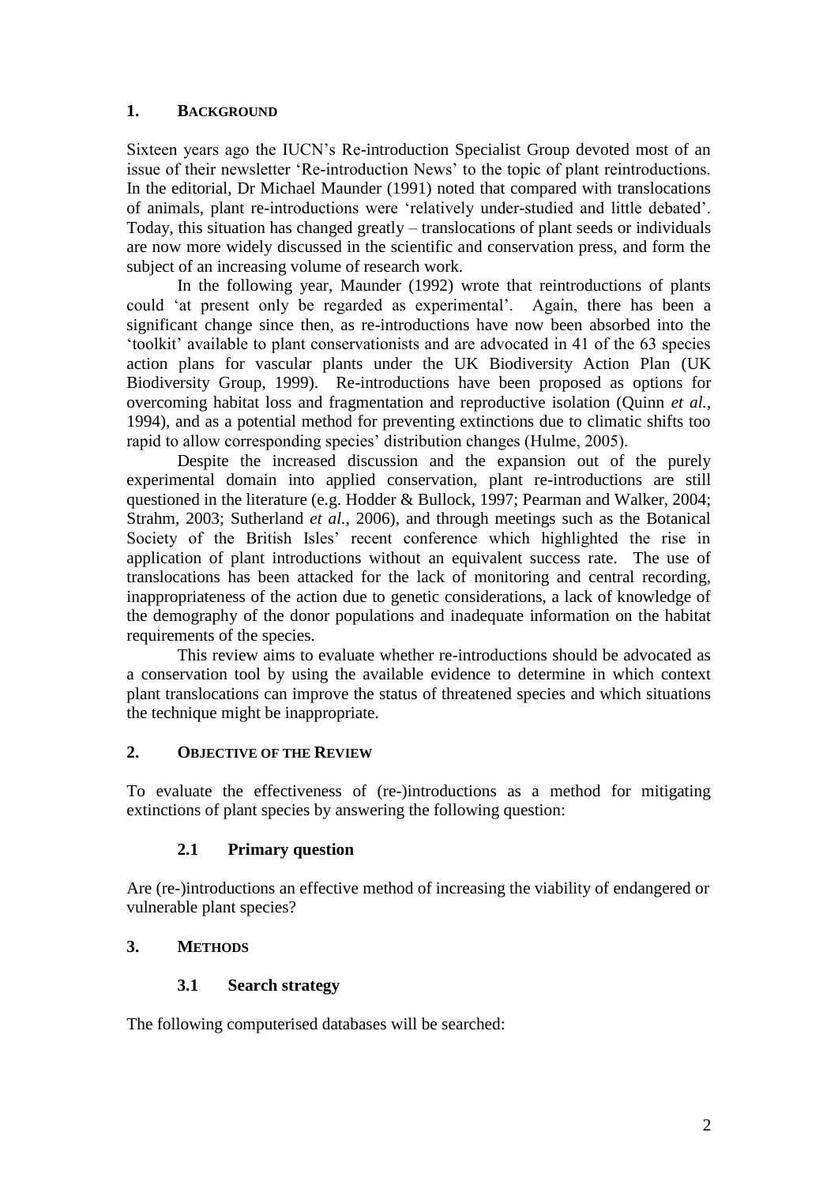## 1. Background

Sixteen years ago the IUCN's Re-introduction Specialist Group devoted most of an issue of their newsletter 'Re-introduction News' to the topic of plant reintroductions. In the editorial, Dr Michael Maunder (1991) noted that compared with translocations of animals, plant re-introductions were 'relatively under-studied and little debated'. Today, this situation has changed greatly – translocations of plant seeds or individuals are now more widely discussed in the scientific and conservation press, and form the subject of an increasing volume of research work.

In the following year, Maunder (1992) wrote that reintroductions of plants could 'at present only be regarded as experimental'. Again, there has been a significant change since then, as re-introductions have now been absorbed into the 'toolkit' available to plant conservationists and are advocated in 41 of the 63 species action plans for vascular plants under the UK Biodiversity Action Plan (UK Biodiversity Group, 1999). Re-introductions have been proposed as options for overcoming habitat loss and fragmentation and reproductive isolation (Quinn *et al.*, 1994), and as a potential method for preventing extinctions due to climatic shifts too rapid to allow corresponding species' distribution changes (Hulme, 2005).

Despite the increased discussion and the expansion out of the purely experimental domain into applied conservation, plant re-introductions are still questioned in the literature (e.g. Hodder & Bullock, 1997; Pearman and Walker, 2004; Strahm, 2003; Sutherland *et al.*, 2006), and through meetings such as the Botanical Society of the British Isles' recent conference which highlighted the rise in application of plant introductions without an equivalent success rate. The use of translocations has been attacked for the lack of monitoring and central recording, inappropriateness of the action due to genetic considerations, a lack of knowledge of the demography of the donor populations and inadequate information on the habitat requirements of the species.

This review aims to evaluate whether re-introductions should be advocated as a conservation tool by using the available evidence to determine in which context plant translocations can improve the status of threatened species and which situations the technique might be inappropriate.

## 2. Objective of the Review

To evaluate the effectiveness of (re-)introductions as a method for mitigating extinctions of plant species by answering the following question:

### 2.1 Primary question

Are (re-)introductions an effective method of increasing the viability of endangered or vulnerable plant species?

## 3. Methods

### 3.1 Search strategy

The following computerised databases will be searched: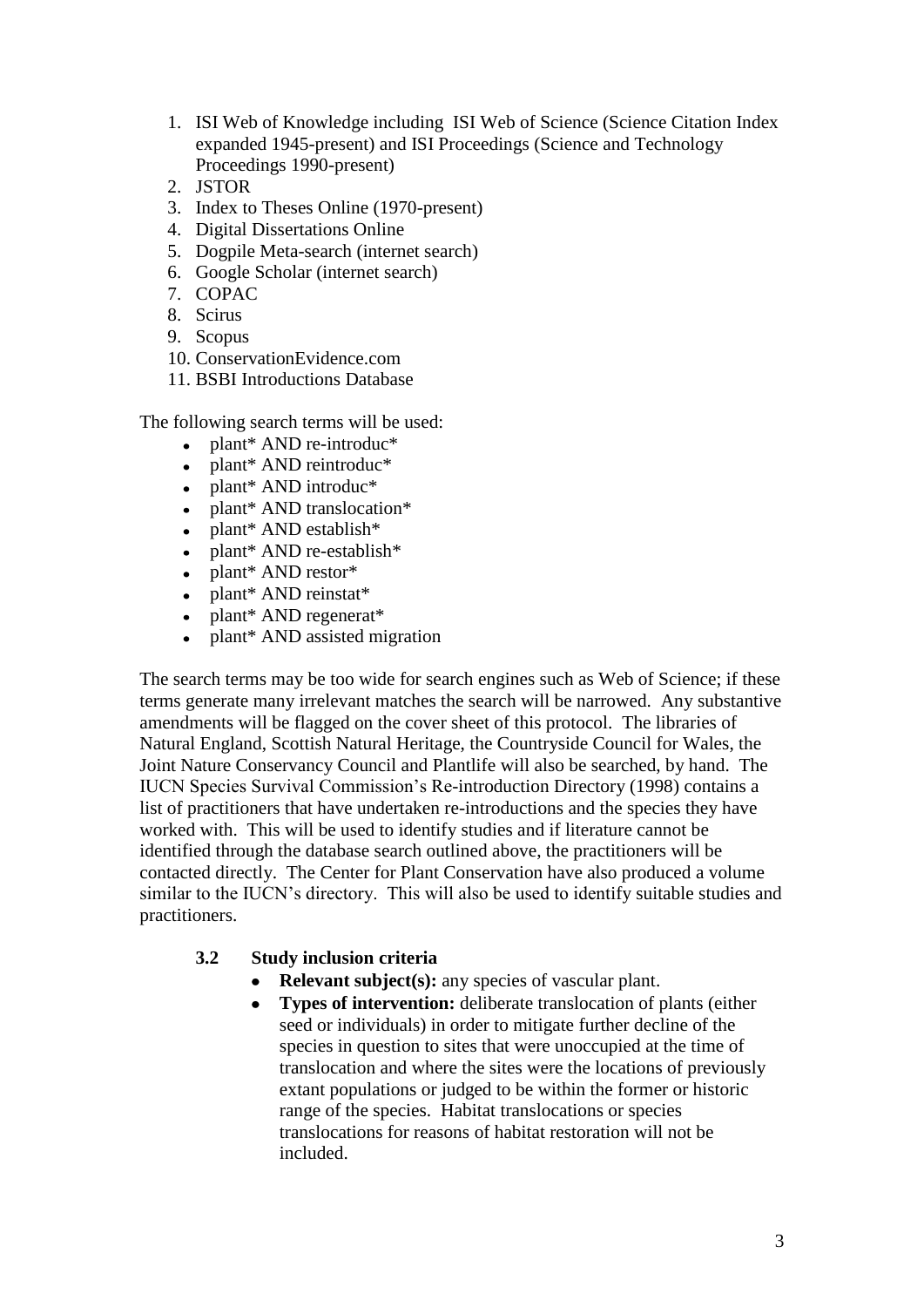1. ISI Web of Knowledge including ISI Web of Science (Science Citation Index expanded 1945-present) and ISI Proceedings (Science and Technology Proceedings 1990-present)
2. JSTOR
3. Index to Theses Online (1970-present)
4. Digital Dissertations Online
5. Dogpile Meta-search (internet search)
6. Google Scholar (internet search)
7. COPAC
8. Scirus
9. Scopus
10. ConservationEvidence.com
11. BSBI Introductions Database

The following search terms will be used:

- plant* AND re-introduc*
- plant* AND reintroduc*
- plant* AND introduc*
- plant* AND translocation*
- plant* AND establish*
- plant* AND re-establish*
- plant* AND restor*
- plant* AND reinstat*
- plant* AND regenerat*
- plant* AND assisted migration

The search terms may be too wide for search engines such as Web of Science; if these terms generate many irrelevant matches the search will be narrowed. Any substantive amendments will be flagged on the cover sheet of this protocol. The libraries of Natural England, Scottish Natural Heritage, the Countryside Council for Wales, the Joint Nature Conservancy Council and Plantlife will also be searched, by hand. The IUCN Species Survival Commission's Re-introduction Directory (1998) contains a list of practitioners that have undertaken re-introductions and the species they have worked with. This will be used to identify studies and if literature cannot be identified through the database search outlined above, the practitioners will be contacted directly. The Center for Plant Conservation have also produced a volume similar to the IUCN's directory. This will also be used to identify suitable studies and practitioners.

### 3.2 Study inclusion criteria

- **Relevant subject(s):** any species of vascular plant.
- **Types of intervention:** deliberate translocation of plants (either seed or individuals) in order to mitigate further decline of the species in question to sites that were unoccupied at the time of translocation and where the sites were the locations of previously extant populations or judged to be within the former or historic range of the species. Habitat translocations or species translocations for reasons of habitat restoration will not be included.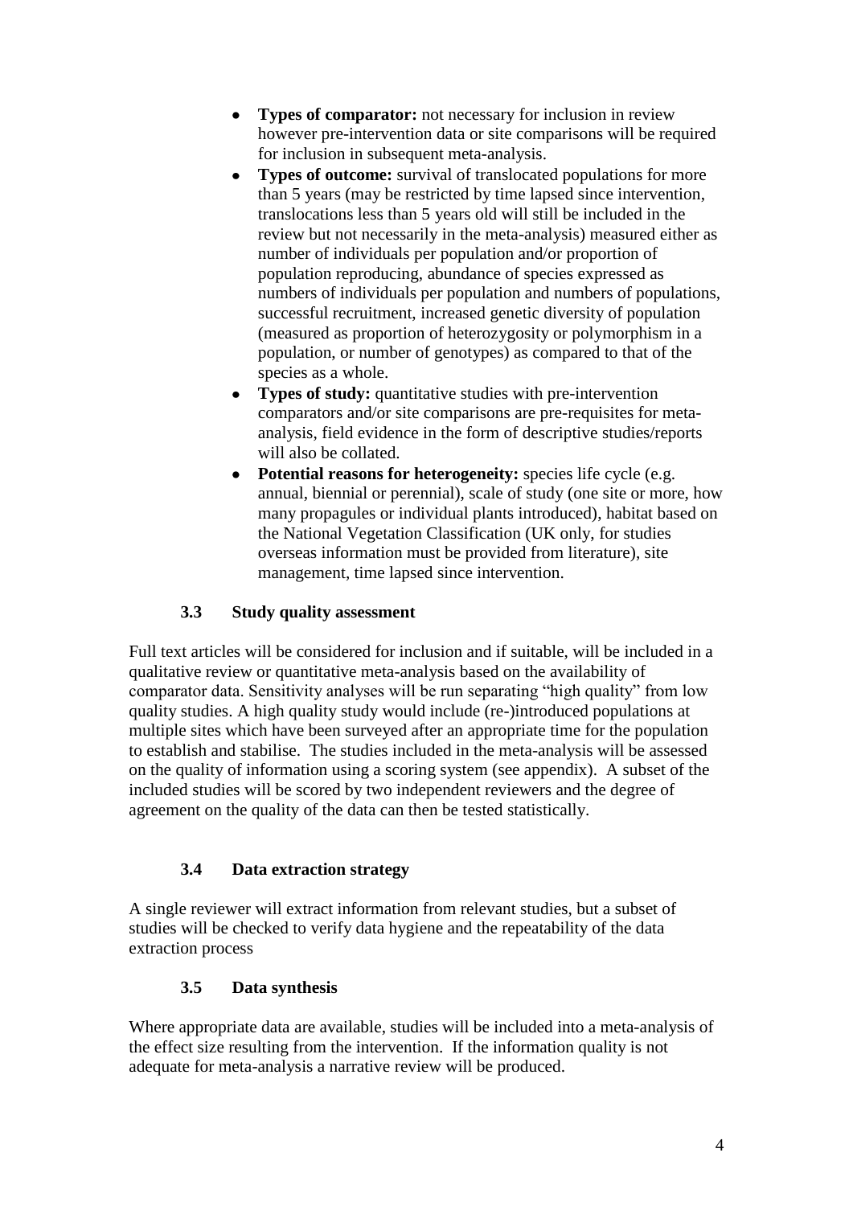- **Types of comparator:** not necessary for inclusion in review however pre-intervention data or site comparisons will be required for inclusion in subsequent meta-analysis.
- **Types of outcome:** survival of translocated populations for more than 5 years (may be restricted by time lapsed since intervention, translocations less than 5 years old will still be included in the review but not necessarily in the meta-analysis) measured either as number of individuals per population and/or proportion of population reproducing, abundance of species expressed as numbers of individuals per population and numbers of populations, successful recruitment, increased genetic diversity of population (measured as proportion of heterozygosity or polymorphism in a population, or number of genotypes) as compared to that of the species as a whole.
- **Types of study:** quantitative studies with pre-intervention comparators and/or site comparisons are pre-requisites for meta-analysis, field evidence in the form of descriptive studies/reports will also be collated.
- **Potential reasons for heterogeneity:** species life cycle (e.g. annual, biennial or perennial), scale of study (one site or more, how many propagules or individual plants introduced), habitat based on the National Vegetation Classification (UK only, for studies overseas information must be provided from literature), site management, time lapsed since intervention.

### 3.3 Study quality assessment

Full text articles will be considered for inclusion and if suitable, will be included in a qualitative review or quantitative meta-analysis based on the availability of comparator data. Sensitivity analyses will be run separating "high quality" from low quality studies. A high quality study would include (re-)introduced populations at multiple sites which have been surveyed after an appropriate time for the population to establish and stabilise. The studies included in the meta-analysis will be assessed on the quality of information using a scoring system (see appendix). A subset of the included studies will be scored by two independent reviewers and the degree of agreement on the quality of the data can then be tested statistically.

### 3.4 Data extraction strategy

A single reviewer will extract information from relevant studies, but a subset of studies will be checked to verify data hygiene and the repeatability of the data extraction process

### 3.5 Data synthesis

Where appropriate data are available, studies will be included into a meta-analysis of the effect size resulting from the intervention. If the information quality is not adequate for meta-analysis a narrative review will be produced.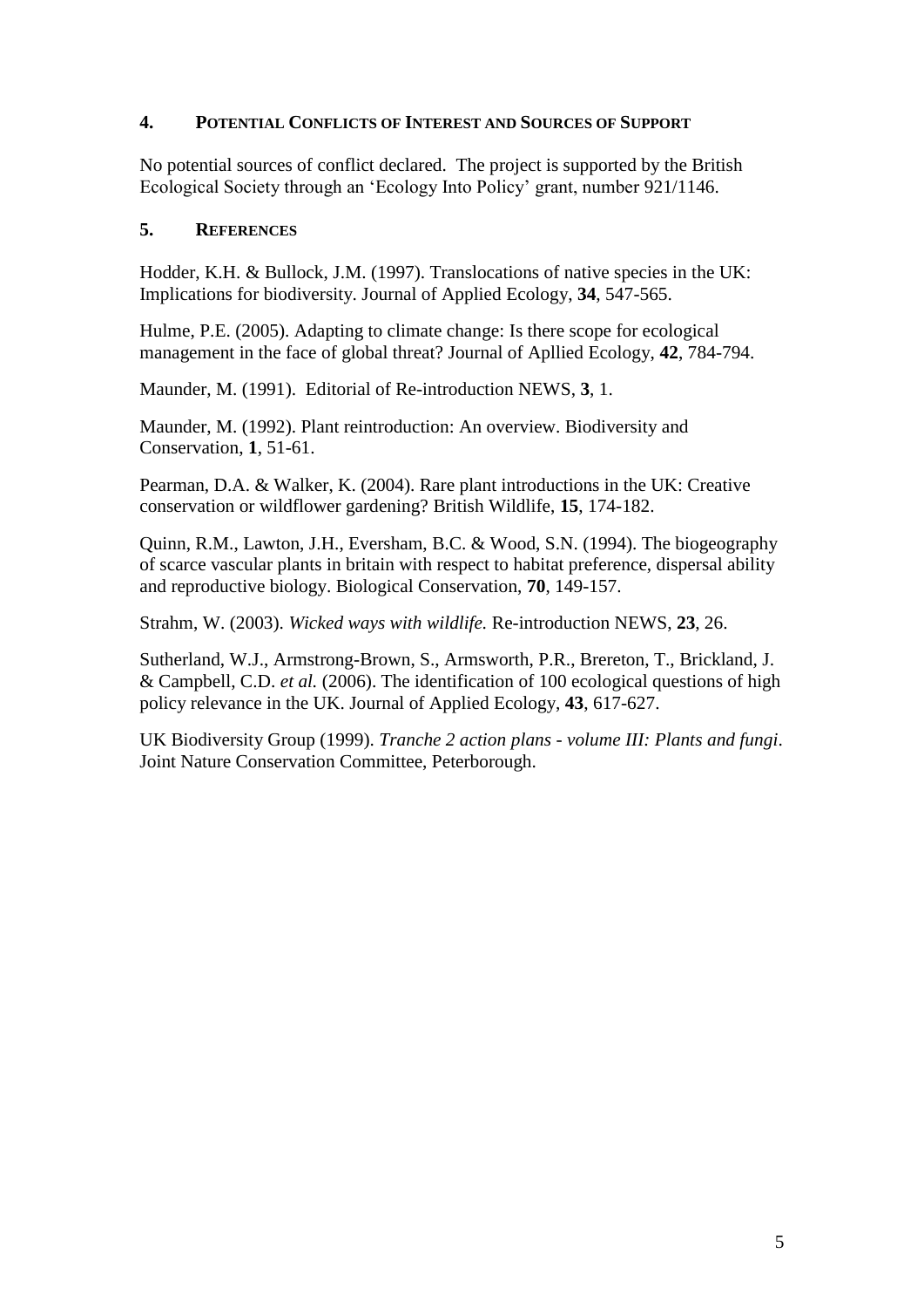## 4. Potential Conflicts of Interest and Sources of Support

No potential sources of conflict declared. The project is supported by the British Ecological Society through an 'Ecology Into Policy' grant, number 921/1146.

## 5. References

Hodder, K.H. & Bullock, J.M. (1997). Translocations of native species in the UK: Implications for biodiversity. Journal of Applied Ecology, **34**, 547-565.

Hulme, P.E. (2005). Adapting to climate change: Is there scope for ecological management in the face of global threat? Journal of Apllied Ecology, **42**, 784-794.

Maunder, M. (1991). Editorial of Re-introduction NEWS, **3**, 1.

Maunder, M. (1992). Plant reintroduction: An overview. Biodiversity and Conservation, **1**, 51-61.

Pearman, D.A. & Walker, K. (2004). Rare plant introductions in the UK: Creative conservation or wildflower gardening? British Wildlife, **15**, 174-182.

Quinn, R.M., Lawton, J.H., Eversham, B.C. & Wood, S.N. (1994). The biogeography of scarce vascular plants in britain with respect to habitat preference, dispersal ability and reproductive biology. Biological Conservation, **70**, 149-157.

Strahm, W. (2003). *Wicked ways with wildlife.* Re-introduction NEWS, **23**, 26.

Sutherland, W.J., Armstrong-Brown, S., Armsworth, P.R., Brereton, T., Brickland, J. & Campbell, C.D. *et al.* (2006). The identification of 100 ecological questions of high policy relevance in the UK. Journal of Applied Ecology, **43**, 617-627.

UK Biodiversity Group (1999). *Tranche 2 action plans - volume III: Plants and fungi*. Joint Nature Conservation Committee, Peterborough.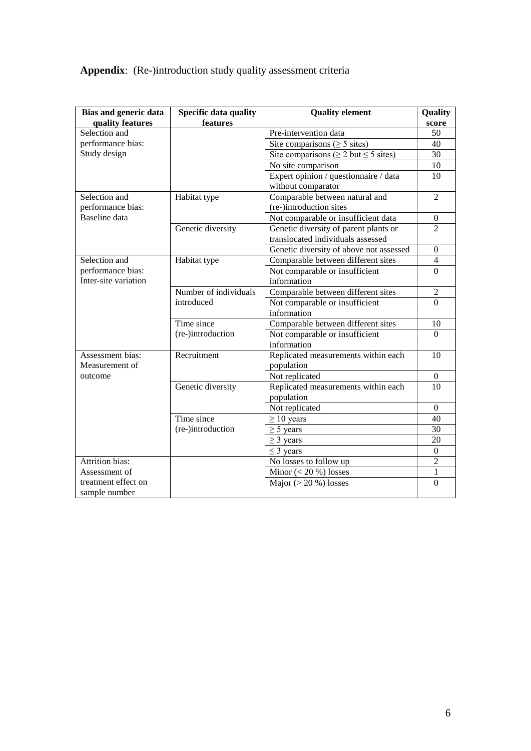**Appendix**: (Re-)introduction study quality assessment criteria

| Bias and generic data quality features | Specific data quality features | Quality element | Quality score |
|---|---|---|---|
| Selection and performance bias: Study design | | Pre-intervention data | 50 |
| | | Site comparisons (≥ 5 sites) | 40 |
| | | Site comparisons (≥ 2 but ≤ 5 sites) | 30 |
| | | No site comparison | 10 |
| | | Expert opinion / questionnaire / data without comparator | 10 |
| Selection and performance bias: Baseline data | Habitat type | Comparable between natural and (re-)introduction sites | 2 |
| | | Not comparable or insufficient data | 0 |
| | Genetic diversity | Genetic diversity of parent plants or translocated individuals assessed | 2 |
| | | Genetic diversity of above not assessed | 0 |
| Selection and performance bias: Inter-site variation | Habitat type | Comparable between different sites | 4 |
| | | Not comparable or insufficient information | 0 |
| | Number of individuals introduced | Comparable between different sites | 2 |
| | | Not comparable or insufficient information | 0 |
| | Time since (re-)introduction | Comparable between different sites | 10 |
| | | Not comparable or insufficient information | 0 |
| Assessment bias: Measurement of outcome | Recruitment | Replicated measurements within each population | 10 |
| | | Not replicated | 0 |
| | Genetic diversity | Replicated measurements within each population | 10 |
| | | Not replicated | 0 |
| | Time since (re-)introduction | ≥ 10 years | 40 |
| | | ≥ 5 years | 30 |
| | | ≥ 3 years | 20 |
| | | ≤ 3 years | 0 |
| Attrition bias: Assessment of treatment effect on sample number | | No losses to follow up | 2 |
| | | Minor (< 20 %) losses | 1 |
| | | Major (> 20 %) losses | 0 |